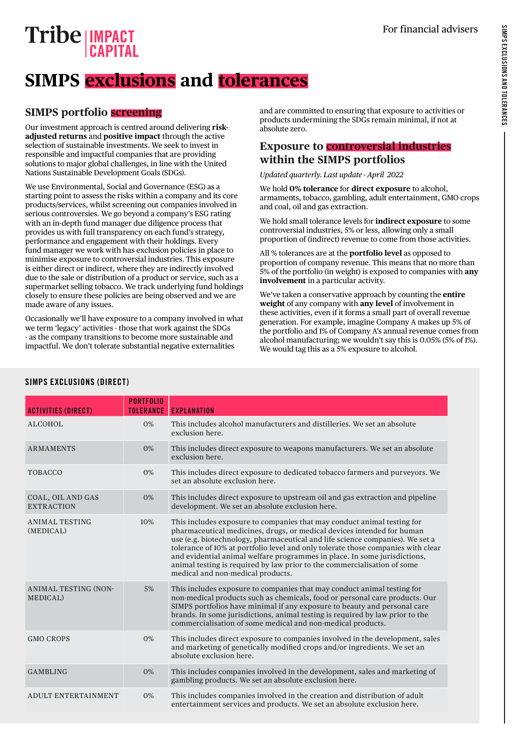Tribe IMPACT CAPITAL

For financial advisers

# SIMPS exclusions and tolerances

## SIMPS portfolio screening

Our investment approach is centred around delivering **risk-adjusted returns** and **positive impact** through the active selection of sustainable investments. We seek to invest in responsible and impactful companies that are providing solutions to major global challenges, in line with the United Nations Sustainable Development Goals (SDGs).

We use Environmental, Social and Governance (ESG) as a starting point to assess the risks within a company and its core products/services, whilst screening out companies involved in serious controversies. We go beyond a company's ESG rating with an in-depth fund manager due diligence process that provides us with full transparency on each fund's strategy, performance and engagement with their holdings. Every fund manager we work with has exclusion policies in place to minimise exposure to controversial industries. This exposure is either direct or indirect, where they are indirectly involved due to the sale or distribution of a product or service, such as a supermarket selling tobacco. We track underlying fund holdings closely to ensure these policies are being observed and we are made aware of any issues.

Occasionally we'll have exposure to a company involved in what we term 'legacy' activities - those that work against the SDGs - as the company transitions to become more sustainable and impactful. We don't tolerate substantial negative externalities and are committed to ensuring that exposure to activities or products undermining the SDGs remain minimal, if not at absolute zero.

## Exposure to controversial industries within the SIMPS portfolios

*Updated quarterly. Last update - April 2022*

We hold **0% tolerance** for **direct exposure** to alcohol, armaments, tobacco, gambling, adult entertainment, GMO crops and coal, oil and gas extraction.

We hold small tolerance levels for **indirect exposure** to some controversial industries, 5% or less, allowing only a small proportion of (indirect) revenue to come from those activities.

All % tolerances are at the **portfolio level** as opposed to proportion of company revenue. This means that no more than 5% of the portfolio (in weight) is exposed to companies with **any involvement** in a particular activity.

We've taken a conservative approach by counting the **entire weight** of any company with **any level** of involvement in these activities, even if it forms a small part of overall revenue generation. For example, imagine Company A makes up 5% of the portfolio and 1% of Company A's annual revenue comes from alcohol manufacturing; we wouldn't say this is 0.05% (5% of 1%). We would tag this as a 5% exposure to alcohol.

### SIMPS EXCLUSIONS (DIRECT)

| ACTIVITIES (DIRECT) | PORTFOLIO TOLERANCE | EXPLANATION |
|---|---|---|
| ALCOHOL | 0% | This includes alcohol manufacturers and distilleries. We set an absolute exclusion here. |
| ARMAMENTS | 0% | This includes direct exposure to weapons manufacturers. We set an absolute exclusion here. |
| TOBACCO | 0% | This includes direct exposure to dedicated tobacco farmers and purveyors. We set an absolute exclusion here. |
| COAL, OIL AND GAS EXTRACTION | 0% | This includes direct exposure to upstream oil and gas extraction and pipeline development. We set an absolute exclusion here. |
| ANIMAL TESTING (MEDICAL) | 10% | This includes exposure to companies that may conduct animal testing for pharmaceutical medicines, drugs, or medical devices intended for human use (e.g. biotechnology, pharmaceutical and life science companies). We set a tolerance of 10% at portfolio level and only tolerate those companies with clear and evidential animal welfare programmes in place. In some jurisdictions, animal testing is required by law prior to the commercialisation of some medical and non-medical products. |
| ANIMAL TESTING (NON-MEDICAL) | 5% | This includes exposure to companies that may conduct animal testing for non-medical products such as chemicals, food or personal care products. Our SIMPS portfolios have minimal if any exposure to beauty and personal care brands. In some jurisdictions, animal testing is required by law prior to the commercialisation of some medical and non-medical products. |
| GMO CROPS | 0% | This includes direct exposure to companies involved in the development, sales and marketing of genetically modified crops and/or ingredients. We set an absolute exclusion here. |
| GAMBLING | 0% | This includes companies involved in the development, sales and marketing of gambling products. We set an absolute exclusion here. |
| ADULT ENTERTAINMENT | 0% | This includes companies involved in the creation and distribution of adult entertainment services and products. We set an absolute exclusion here. |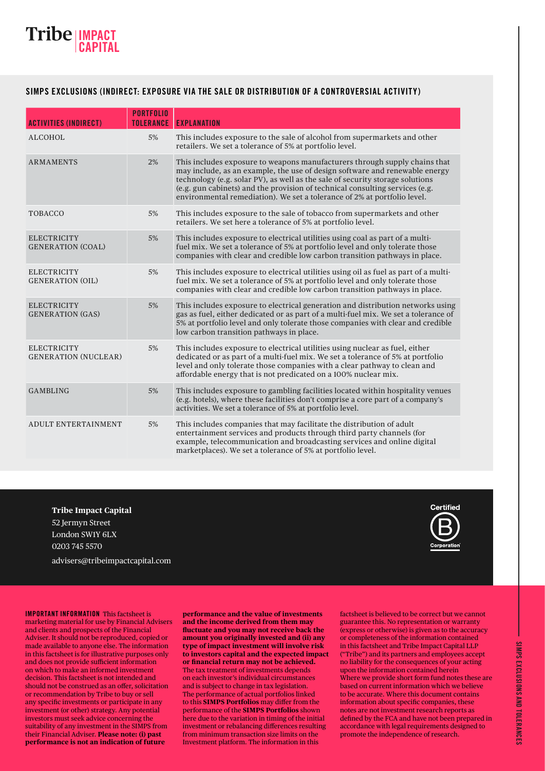## SIMPS EXCLUSIONS (INDIRECT: EXPOSURE VIA THE SALE OR DISTRIBUTION OF A CONTROVERSIAL ACTIVITY)

| ACTIVITIES (INDIRECT) | PORTFOLIO TOLERANCE | EXPLANATION |
|---|---|---|
| ALCOHOL | 5% | This includes exposure to the sale of alcohol from supermarkets and other retailers. We set a tolerance of 5% at portfolio level. |
| ARMAMENTS | 2% | This includes exposure to weapons manufacturers through supply chains that may include, as an example, the use of design software and renewable energy technology (e.g. solar PV), as well as the sale of security storage solutions (e.g. gun cabinets) and the provision of technical consulting services (e.g. environmental remediation). We set a tolerance of 2% at portfolio level. |
| TOBACCO | 5% | This includes exposure to the sale of tobacco from supermarkets and other retailers. We set here a tolerance of 5% at portfolio level. |
| ELECTRICITY GENERATION (COAL) | 5% | This includes exposure to electrical utilities using coal as part of a multi-fuel mix. We set a tolerance of 5% at portfolio level and only tolerate those companies with clear and credible low carbon transition pathways in place. |
| ELECTRICITY GENERATION (OIL) | 5% | This includes exposure to electrical utilities using oil as fuel as part of a multi-fuel mix. We set a tolerance of 5% at portfolio level and only tolerate those companies with clear and credible low carbon transition pathways in place. |
| ELECTRICITY GENERATION (GAS) | 5% | This includes exposure to electrical generation and distribution networks using gas as fuel, either dedicated or as part of a multi-fuel mix. We set a tolerance of 5% at portfolio level and only tolerate those companies with clear and credible low carbon transition pathways in place. |
| ELECTRICITY GENERATION (NUCLEAR) | 5% | This includes exposure to electrical utilities using nuclear as fuel, either dedicated or as part of a multi-fuel mix. We set a tolerance of 5% at portfolio level and only tolerate those companies with a clear pathway to clean and affordable energy that is not predicated on a 100% nuclear mix. |
| GAMBLING | 5% | This includes exposure to gambling facilities located within hospitality venues (e.g. hotels), where these facilities don't comprise a core part of a company's activities. We set a tolerance of 5% at portfolio level. |
| ADULT ENTERTAINMENT | 5% | This includes companies that may facilitate the distribution of adult entertainment services and products through third party channels (for example, telecommunication and broadcasting services and online digital marketplaces). We set a tolerance of 5% at portfolio level. |

**Tribe Impact Capital**
52 Jermyn Street
London SW1Y 6LX
0203 745 5570
advisers@tribeimpactcapital.com

**IMPORTANT INFORMATION** This factsheet is marketing material for use by Financial Advisers and clients and prospects of the Financial Adviser. It should not be reproduced, copied or made available to anyone else. The information in this factsheet is for illustrative purposes only and does not provide sufficient information on which to make an informed investment decision. This factsheet is not intended and should not be construed as an offer, solicitation or recommendation by Tribe to buy or sell any specific investments or participate in any investment (or other) strategy. Any potential investors must seek advice concerning the suitability of any investment in the SIMPS from their Financial Adviser. **Please note: (i) past performance is not an indication of future performance and the value of investments and the income derived from them may fluctuate and you may not receive back the amount you originally invested and (ii) any type of impact investment will involve risk to investors capital and the expected impact or financial return may not be achieved.** The tax treatment of investments depends on each investor's individual circumstances and is subject to change in tax legislation. The performance of actual portfolios linked to this **SIMPS Portfolios** may differ from the performance of the **SIMPS Portfolios** shown here due to the variation in timing of the initial investment or rebalancing differences resulting from minimum transaction size limits on the Investment platform. The information in this factsheet is believed to be correct but we cannot guarantee this. No representation or warranty (express or otherwise) is given as to the accuracy or completeness of the information contained in this factsheet and Tribe Impact Capital LLP ("Tribe") and its partners and employees accept no liability for the consequences of your acting upon the information contained herein Where we provide short form fund notes these are based on current information which we believe to be accurate. Where this document contains information about specific companies, these notes are not investment research reports as defined by the FCA and have not been prepared in accordance with legal requirements designed to promote the independence of research.